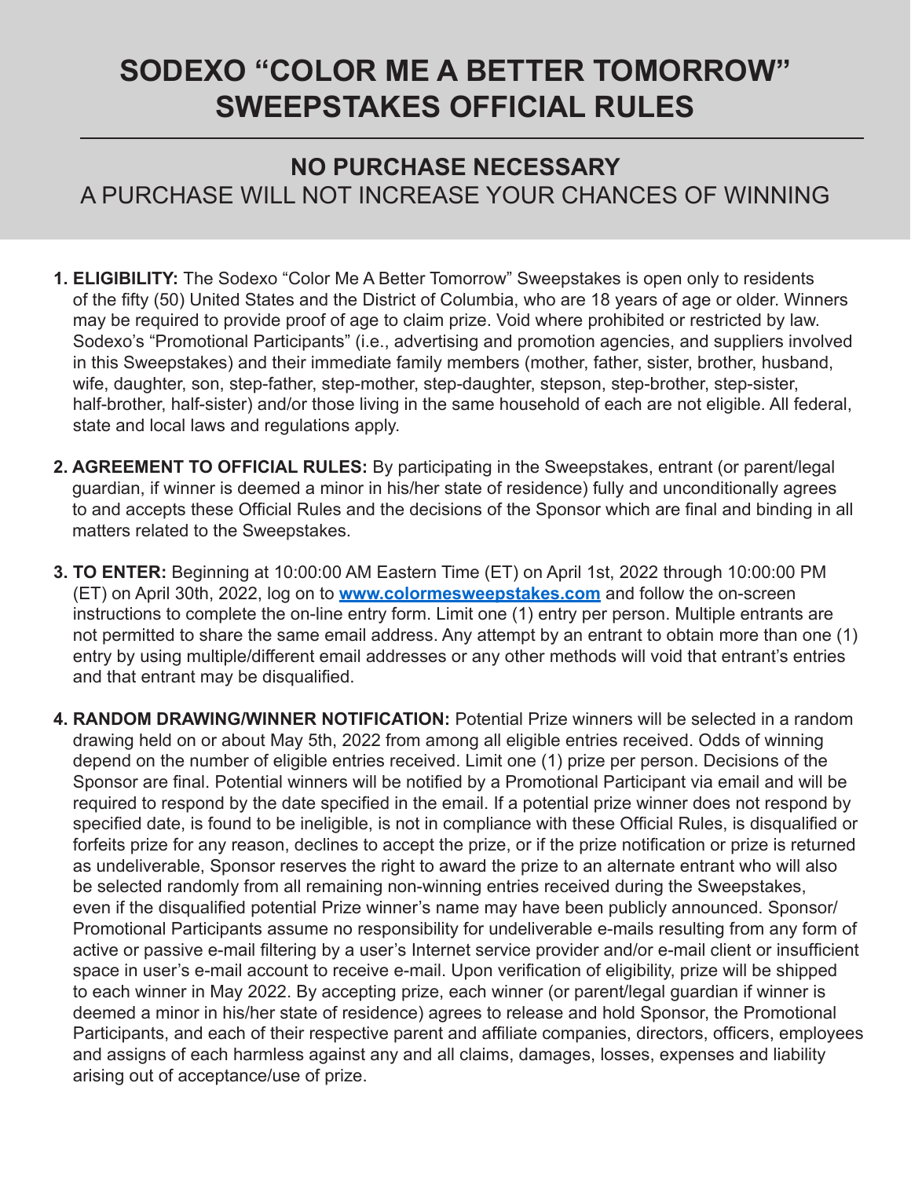# SODEXO "COLOR ME A BETTER TOMORROW" SWEEPSTAKES OFFICIAL RULES

## NO PURCHASE NECESSARY

A PURCHASE WILL NOT INCREASE YOUR CHANCES OF WINNING

1. **ELIGIBILITY:** The Sodexo "Color Me A Better Tomorrow" Sweepstakes is open only to residents of the fifty (50) United States and the District of Columbia, who are 18 years of age or older. Winners may be required to provide proof of age to claim prize. Void where prohibited or restricted by law. Sodexo's "Promotional Participants" (i.e., advertising and promotion agencies, and suppliers involved in this Sweepstakes) and their immediate family members (mother, father, sister, brother, husband, wife, daughter, son, step-father, step-mother, step-daughter, stepson, step-brother, step-sister, half-brother, half-sister) and/or those living in the same household of each are not eligible. All federal, state and local laws and regulations apply.

2. **AGREEMENT TO OFFICIAL RULES:** By participating in the Sweepstakes, entrant (or parent/legal guardian, if winner is deemed a minor in his/her state of residence) fully and unconditionally agrees to and accepts these Official Rules and the decisions of the Sponsor which are final and binding in all matters related to the Sweepstakes.

3. **TO ENTER:** Beginning at 10:00:00 AM Eastern Time (ET) on April 1st, 2022 through 10:00:00 PM (ET) on April 30th, 2022, log on to **www.colormesweepstakes.com** and follow the on-screen instructions to complete the on-line entry form. Limit one (1) entry per person. Multiple entrants are not permitted to share the same email address. Any attempt by an entrant to obtain more than one (1) entry by using multiple/different email addresses or any other methods will void that entrant's entries and that entrant may be disqualified.

4. **RANDOM DRAWING/WINNER NOTIFICATION:** Potential Prize winners will be selected in a random drawing held on or about May 5th, 2022 from among all eligible entries received. Odds of winning depend on the number of eligible entries received. Limit one (1) prize per person. Decisions of the Sponsor are final. Potential winners will be notified by a Promotional Participant via email and will be required to respond by the date specified in the email. If a potential prize winner does not respond by specified date, is found to be ineligible, is not in compliance with these Official Rules, is disqualified or forfeits prize for any reason, declines to accept the prize, or if the prize notification or prize is returned as undeliverable, Sponsor reserves the right to award the prize to an alternate entrant who will also be selected randomly from all remaining non-winning entries received during the Sweepstakes, even if the disqualified potential Prize winner's name may have been publicly announced. Sponsor/Promotional Participants assume no responsibility for undeliverable e-mails resulting from any form of active or passive e-mail filtering by a user's Internet service provider and/or e-mail client or insufficient space in user's e-mail account to receive e-mail. Upon verification of eligibility, prize will be shipped to each winner in May 2022. By accepting prize, each winner (or parent/legal guardian if winner is deemed a minor in his/her state of residence) agrees to release and hold Sponsor, the Promotional Participants, and each of their respective parent and affiliate companies, directors, officers, employees and assigns of each harmless against any and all claims, damages, losses, expenses and liability arising out of acceptance/use of prize.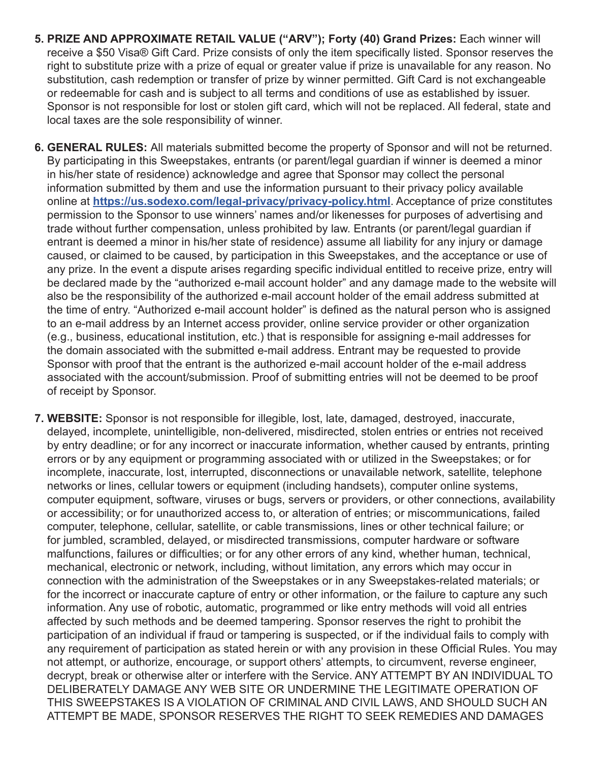5. **PRIZE AND APPROXIMATE RETAIL VALUE ("ARV"); Forty (40) Grand Prizes:** Each winner will receive a $50 Visa® Gift Card. Prize consists of only the item specifically listed. Sponsor reserves the right to substitute prize with a prize of equal or greater value if prize is unavailable for any reason. No substitution, cash redemption or transfer of prize by winner permitted. Gift Card is not exchangeable or redeemable for cash and is subject to all terms and conditions of use as established by issuer. Sponsor is not responsible for lost or stolen gift card, which will not be replaced. All federal, state and local taxes are the sole responsibility of winner.

6. **GENERAL RULES:** All materials submitted become the property of Sponsor and will not be returned. By participating in this Sweepstakes, entrants (or parent/legal guardian if winner is deemed a minor in his/her state of residence) acknowledge and agree that Sponsor may collect the personal information submitted by them and use the information pursuant to their privacy policy available online at [https://us.sodexo.com/legal-privacy/privacy-policy.html](https://us.sodexo.com/legal-privacy/privacy-policy.html). Acceptance of prize constitutes permission to the Sponsor to use winners' names and/or likenesses for purposes of advertising and trade without further compensation, unless prohibited by law. Entrants (or parent/legal guardian if entrant is deemed a minor in his/her state of residence) assume all liability for any injury or damage caused, or claimed to be caused, by participation in this Sweepstakes, and the acceptance or use of any prize. In the event a dispute arises regarding specific individual entitled to receive prize, entry will be declared made by the "authorized e-mail account holder" and any damage made to the website will also be the responsibility of the authorized e-mail account holder of the email address submitted at the time of entry. "Authorized e-mail account holder" is defined as the natural person who is assigned to an e-mail address by an Internet access provider, online service provider or other organization (e.g., business, educational institution, etc.) that is responsible for assigning e-mail addresses for the domain associated with the submitted e-mail address. Entrant may be requested to provide Sponsor with proof that the entrant is the authorized e-mail account holder of the e-mail address associated with the account/submission. Proof of submitting entries will not be deemed to be proof of receipt by Sponsor.

7. **WEBSITE:** Sponsor is not responsible for illegible, lost, late, damaged, destroyed, inaccurate, delayed, incomplete, unintelligible, non-delivered, misdirected, stolen entries or entries not received by entry deadline; or for any incorrect or inaccurate information, whether caused by entrants, printing errors or by any equipment or programming associated with or utilized in the Sweepstakes; or for incomplete, inaccurate, lost, interrupted, disconnections or unavailable network, satellite, telephone networks or lines, cellular towers or equipment (including handsets), computer online systems, computer equipment, software, viruses or bugs, servers or providers, or other connections, availability or accessibility; or for unauthorized access to, or alteration of entries; or miscommunications, failed computer, telephone, cellular, satellite, or cable transmissions, lines or other technical failure; or for jumbled, scrambled, delayed, or misdirected transmissions, computer hardware or software malfunctions, failures or difficulties; or for any other errors of any kind, whether human, technical, mechanical, electronic or network, including, without limitation, any errors which may occur in connection with the administration of the Sweepstakes or in any Sweepstakes-related materials; or for the incorrect or inaccurate capture of entry or other information, or the failure to capture any such information. Any use of robotic, automatic, programmed or like entry methods will void all entries affected by such methods and be deemed tampering. Sponsor reserves the right to prohibit the participation of an individual if fraud or tampering is suspected, or if the individual fails to comply with any requirement of participation as stated herein or with any provision in these Official Rules. You may not attempt, or authorize, encourage, or support others' attempts, to circumvent, reverse engineer, decrypt, break or otherwise alter or interfere with the Service. ANY ATTEMPT BY AN INDIVIDUAL TO DELIBERATELY DAMAGE ANY WEB SITE OR UNDERMINE THE LEGITIMATE OPERATION OF THIS SWEEPSTAKES IS A VIOLATION OF CRIMINAL AND CIVIL LAWS, AND SHOULD SUCH AN ATTEMPT BE MADE, SPONSOR RESERVES THE RIGHT TO SEEK REMEDIES AND DAMAGES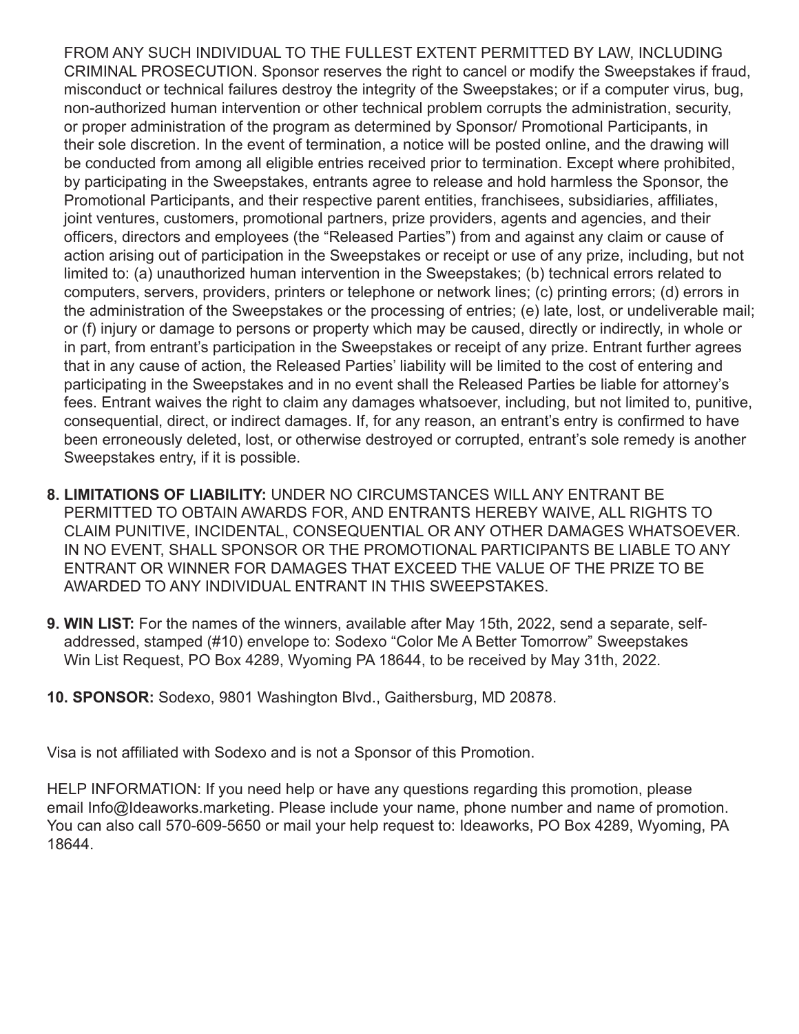FROM ANY SUCH INDIVIDUAL TO THE FULLEST EXTENT PERMITTED BY LAW, INCLUDING CRIMINAL PROSECUTION. Sponsor reserves the right to cancel or modify the Sweepstakes if fraud, misconduct or technical failures destroy the integrity of the Sweepstakes; or if a computer virus, bug, non-authorized human intervention or other technical problem corrupts the administration, security, or proper administration of the program as determined by Sponsor/ Promotional Participants, in their sole discretion. In the event of termination, a notice will be posted online, and the drawing will be conducted from among all eligible entries received prior to termination. Except where prohibited, by participating in the Sweepstakes, entrants agree to release and hold harmless the Sponsor, the Promotional Participants, and their respective parent entities, franchisees, subsidiaries, affiliates, joint ventures, customers, promotional partners, prize providers, agents and agencies, and their officers, directors and employees (the "Released Parties") from and against any claim or cause of action arising out of participation in the Sweepstakes or receipt or use of any prize, including, but not limited to: (a) unauthorized human intervention in the Sweepstakes; (b) technical errors related to computers, servers, providers, printers or telephone or network lines; (c) printing errors; (d) errors in the administration of the Sweepstakes or the processing of entries; (e) late, lost, or undeliverable mail; or (f) injury or damage to persons or property which may be caused, directly or indirectly, in whole or in part, from entrant's participation in the Sweepstakes or receipt of any prize. Entrant further agrees that in any cause of action, the Released Parties' liability will be limited to the cost of entering and participating in the Sweepstakes and in no event shall the Released Parties be liable for attorney's fees. Entrant waives the right to claim any damages whatsoever, including, but not limited to, punitive, consequential, direct, or indirect damages. If, for any reason, an entrant's entry is confirmed to have been erroneously deleted, lost, or otherwise destroyed or corrupted, entrant's sole remedy is another Sweepstakes entry, if it is possible.

8. **LIMITATIONS OF LIABILITY:** UNDER NO CIRCUMSTANCES WILL ANY ENTRANT BE PERMITTED TO OBTAIN AWARDS FOR, AND ENTRANTS HEREBY WAIVE, ALL RIGHTS TO CLAIM PUNITIVE, INCIDENTAL, CONSEQUENTIAL OR ANY OTHER DAMAGES WHATSOEVER. IN NO EVENT, SHALL SPONSOR OR THE PROMOTIONAL PARTICIPANTS BE LIABLE TO ANY ENTRANT OR WINNER FOR DAMAGES THAT EXCEED THE VALUE OF THE PRIZE TO BE AWARDED TO ANY INDIVIDUAL ENTRANT IN THIS SWEEPSTAKES.

9. **WIN LIST:** For the names of the winners, available after May 15th, 2022, send a separate, self-addressed, stamped (#10) envelope to: Sodexo "Color Me A Better Tomorrow" Sweepstakes Win List Request, PO Box 4289, Wyoming PA 18644, to be received by May 31th, 2022.

10. **SPONSOR:** Sodexo, 9801 Washington Blvd., Gaithersburg, MD 20878.

Visa is not affiliated with Sodexo and is not a Sponsor of this Promotion.

HELP INFORMATION: If you need help or have any questions regarding this promotion, please email Info@Ideaworks.marketing. Please include your name, phone number and name of promotion. You can also call 570-609-5650 or mail your help request to: Ideaworks, PO Box 4289, Wyoming, PA 18644.